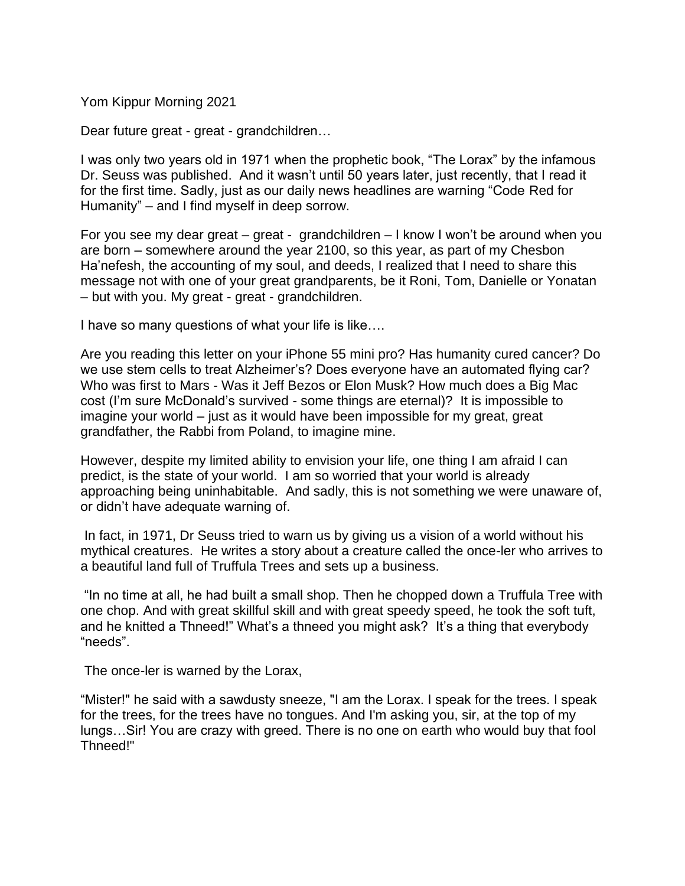Yom Kippur Morning 2021

Dear future great - great - grandchildren…

I was only two years old in 1971 when the prophetic book, "The Lorax" by the infamous Dr. Seuss was published. And it wasn't until 50 years later, just recently, that I read it for the first time. Sadly, just as our daily news headlines are warning "Code Red for Humanity" – and I find myself in deep sorrow.

For you see my dear great – great - grandchildren – I know I won't be around when you are born – somewhere around the year 2100, so this year, as part of my Chesbon Ha'nefesh, the accounting of my soul, and deeds, I realized that I need to share this message not with one of your great grandparents, be it Roni, Tom, Danielle or Yonatan – but with you. My great - great - grandchildren.

I have so many questions of what your life is like….

Are you reading this letter on your iPhone 55 mini pro? Has humanity cured cancer? Do we use stem cells to treat Alzheimer's? Does everyone have an automated flying car? Who was first to Mars - Was it Jeff Bezos or Elon Musk? How much does a Big Mac cost (I'm sure McDonald's survived - some things are eternal)? It is impossible to imagine your world – just as it would have been impossible for my great, great grandfather, the Rabbi from Poland, to imagine mine.

However, despite my limited ability to envision your life, one thing I am afraid I can predict, is the state of your world. I am so worried that your world is already approaching being uninhabitable. And sadly, this is not something we were unaware of, or didn't have adequate warning of.

In fact, in 1971, Dr Seuss tried to warn us by giving us a vision of a world without his mythical creatures. He writes a story about a creature called the once-ler who arrives to a beautiful land full of Truffula Trees and sets up a business.

"In no time at all, he had built a small shop. Then he chopped down a Truffula Tree with one chop. And with great skillful skill and with great speedy speed, he took the soft tuft, and he knitted a Thneed!" What's a thneed you might ask? It's a thing that everybody "needs".

The once-ler is warned by the Lorax,

"Mister!" he said with a sawdusty sneeze, "I am the Lorax. I speak for the trees. I speak for the trees, for the trees have no tongues. And I'm asking you, sir, at the top of my lungs…Sir! You are crazy with greed. There is no one on earth who would buy that fool Thneed!"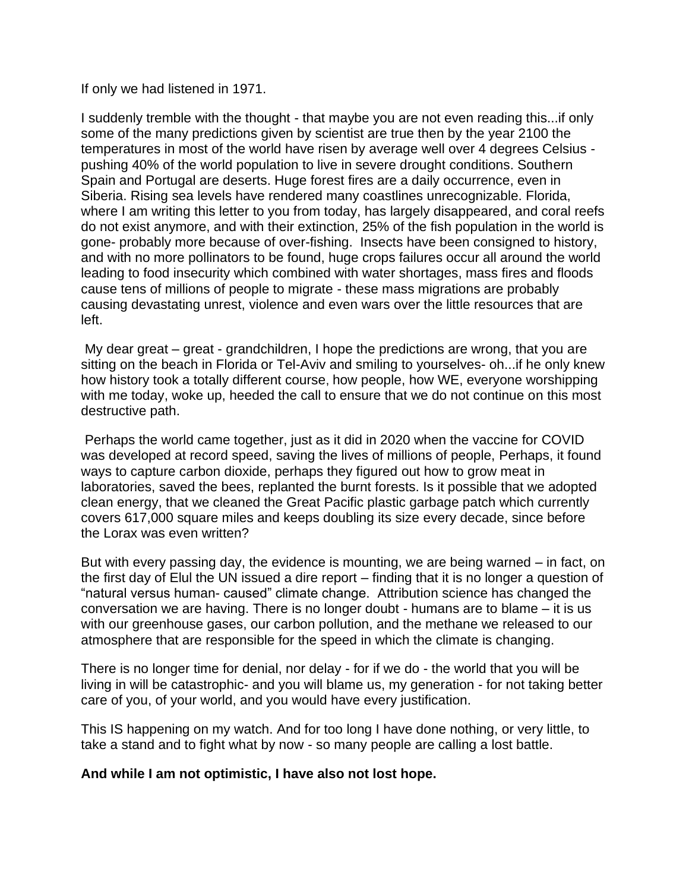If only we had listened in 1971.

I suddenly tremble with the thought - that maybe you are not even reading this...if only some of the many predictions given by scientist are true then by the year 2100 the temperatures in most of the world have risen by average well over 4 degrees Celsius - pushing 40% of the world population to live in severe drought conditions. Southern Spain and Portugal are deserts. Huge forest fires are a daily occurrence, even in Siberia. Rising sea levels have rendered many coastlines unrecognizable. Florida, where I am writing this letter to you from today, has largely disappeared, and coral reefs do not exist anymore, and with their extinction, 25% of the fish population in the world is gone- probably more because of over-fishing. Insects have been consigned to history, and with no more pollinators to be found, huge crops failures occur all around the world leading to food insecurity which combined with water shortages, mass fires and floods cause tens of millions of people to migrate - these mass migrations are probably causing devastating unrest, violence and even wars over the little resources that are left.

My dear great – great - grandchildren, I hope the predictions are wrong, that you are sitting on the beach in Florida or Tel-Aviv and smiling to yourselves- oh...if he only knew how history took a totally different course, how people, how WE, everyone worshipping with me today, woke up, heeded the call to ensure that we do not continue on this most destructive path.

Perhaps the world came together, just as it did in 2020 when the vaccine for COVID was developed at record speed, saving the lives of millions of people, Perhaps, it found ways to capture carbon dioxide, perhaps they figured out how to grow meat in laboratories, saved the bees, replanted the burnt forests. Is it possible that we adopted clean energy, that we cleaned the Great Pacific plastic garbage patch which currently covers 617,000 square miles and keeps doubling its size every decade, since before the Lorax was even written?

But with every passing day, the evidence is mounting, we are being warned – in fact, on the first day of Elul the UN issued a dire report – finding that it is no longer a question of "natural versus human- caused" climate change. Attribution science has changed the conversation we are having. There is no longer doubt - humans are to blame – it is us with our greenhouse gases, our carbon pollution, and the methane we released to our atmosphere that are responsible for the speed in which the climate is changing.

There is no longer time for denial, nor delay - for if we do - the world that you will be living in will be catastrophic- and you will blame us, my generation - for not taking better care of you, of your world, and you would have every justification.

This IS happening on my watch. And for too long I have done nothing, or very little, to take a stand and to fight what by now - so many people are calling a lost battle.

**And while I am not optimistic, I have also not lost hope.**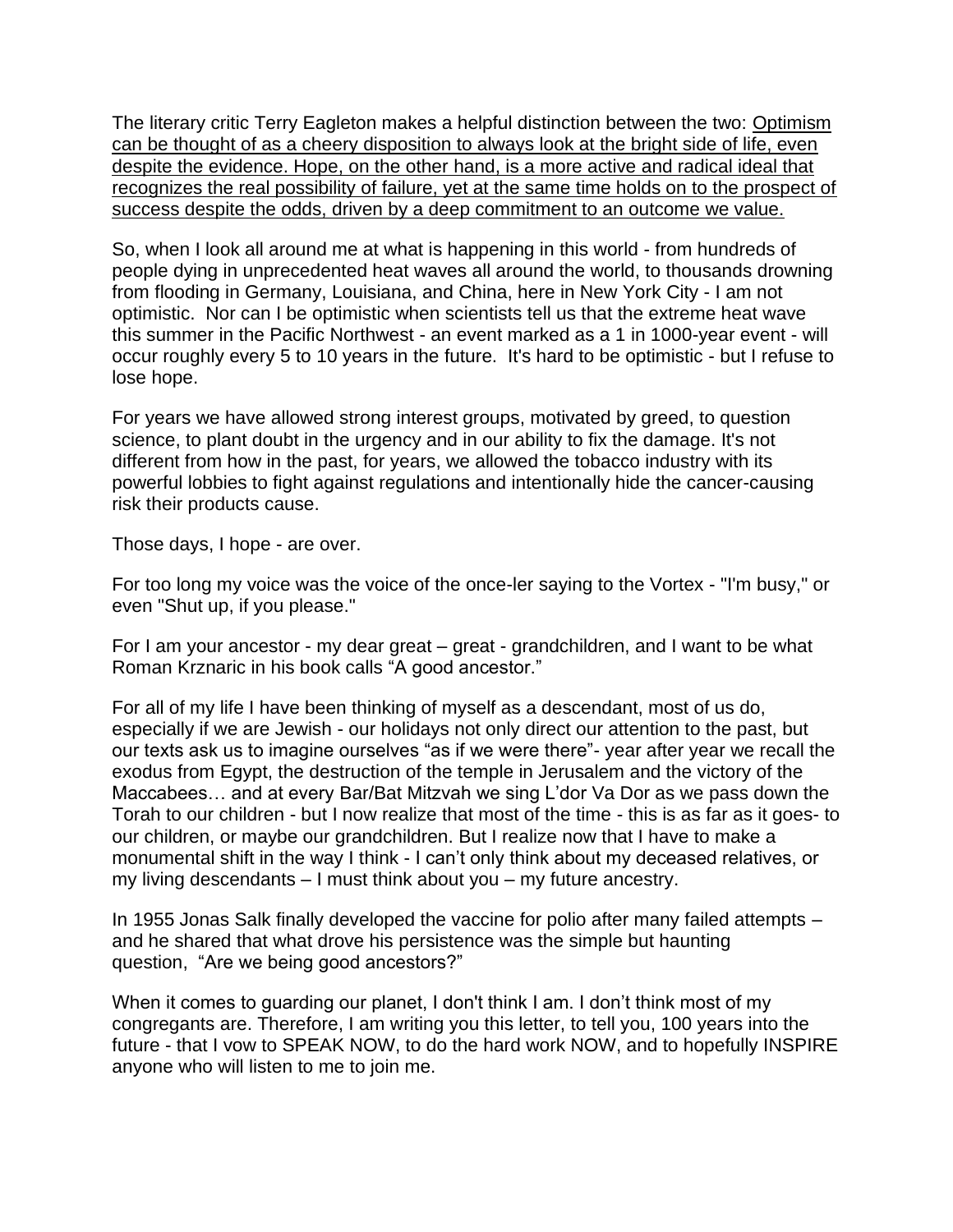The literary critic Terry Eagleton makes a helpful distinction between the two: <u>Optimism can be thought of as a cheery disposition to always look at the bright side of life, even despite the evidence. Hope, on the other hand, is a more active and radical ideal that recognizes the real possibility of failure, yet at the same time holds on to the prospect of success despite the odds, driven by a deep commitment to an outcome we value.</u>

So, when I look all around me at what is happening in this world - from hundreds of people dying in unprecedented heat waves all around the world, to thousands drowning from flooding in Germany, Louisiana, and China, here in New York City - I am not optimistic. Nor can I be optimistic when scientists tell us that the extreme heat wave this summer in the Pacific Northwest - an event marked as a 1 in 1000-year event - will occur roughly every 5 to 10 years in the future. It's hard to be optimistic - but I refuse to lose hope.

For years we have allowed strong interest groups, motivated by greed, to question science, to plant doubt in the urgency and in our ability to fix the damage. It's not different from how in the past, for years, we allowed the tobacco industry with its powerful lobbies to fight against regulations and intentionally hide the cancer-causing risk their products cause.

Those days, I hope - are over.

For too long my voice was the voice of the once-ler saying to the Vortex - "I'm busy," or even "Shut up, if you please."

For I am your ancestor - my dear great – great - grandchildren, and I want to be what Roman Krznaric in his book calls "A good ancestor."

For all of my life I have been thinking of myself as a descendant, most of us do, especially if we are Jewish - our holidays not only direct our attention to the past, but our texts ask us to imagine ourselves "as if we were there"- year after year we recall the exodus from Egypt, the destruction of the temple in Jerusalem and the victory of the Maccabees… and at every Bar/Bat Mitzvah we sing L'dor Va Dor as we pass down the Torah to our children - but I now realize that most of the time - this is as far as it goes- to our children, or maybe our grandchildren. But I realize now that I have to make a monumental shift in the way I think - I can't only think about my deceased relatives, or my living descendants – I must think about you – my future ancestry.

In 1955 Jonas Salk finally developed the vaccine for polio after many failed attempts – and he shared that what drove his persistence was the simple but haunting question, "Are we being good ancestors?"

When it comes to guarding our planet, I don't think I am. I don't think most of my congregants are. Therefore, I am writing you this letter, to tell you, 100 years into the future - that I vow to SPEAK NOW, to do the hard work NOW, and to hopefully INSPIRE anyone who will listen to me to join me.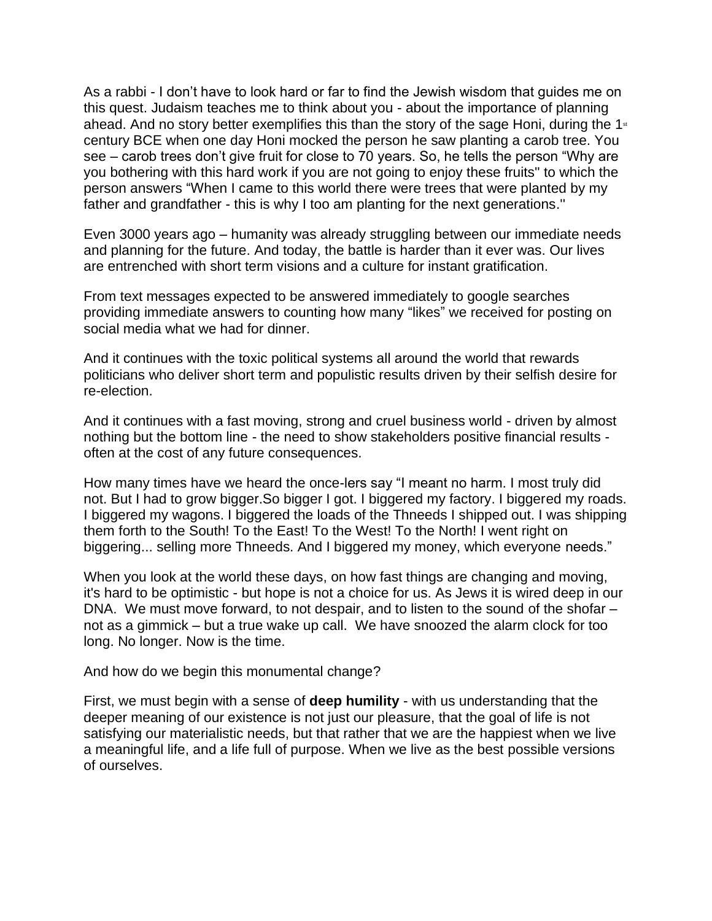As a rabbi - I don't have to look hard or far to find the Jewish wisdom that guides me on this quest. Judaism teaches me to think about you - about the importance of planning ahead. And no story better exemplifies this than the story of the sage Honi, during the 1st century BCE when one day Honi mocked the person he saw planting a carob tree. You see – carob trees don't give fruit for close to 70 years. So, he tells the person "Why are you bothering with this hard work if you are not going to enjoy these fruits'' to which the person answers "When I came to this world there were trees that were planted by my father and grandfather - this is why I too am planting for the next generations.''

Even 3000 years ago – humanity was already struggling between our immediate needs and planning for the future. And today, the battle is harder than it ever was. Our lives are entrenched with short term visions and a culture for instant gratification.

From text messages expected to be answered immediately to google searches providing immediate answers to counting how many "likes" we received for posting on social media what we had for dinner.

And it continues with the toxic political systems all around the world that rewards politicians who deliver short term and populistic results driven by their selfish desire for re-election.

And it continues with a fast moving, strong and cruel business world - driven by almost nothing but the bottom line - the need to show stakeholders positive financial results - often at the cost of any future consequences.

How many times have we heard the once-lers say "I meant no harm. I most truly did not. But I had to grow bigger.So bigger I got. I biggered my factory. I biggered my roads. I biggered my wagons. I biggered the loads of the Thneeds I shipped out. I was shipping them forth to the South! To the East! To the West! To the North! I went right on biggering... selling more Thneeds. And I biggered my money, which everyone needs."

When you look at the world these days, on how fast things are changing and moving, it's hard to be optimistic - but hope is not a choice for us. As Jews it is wired deep in our DNA. We must move forward, to not despair, and to listen to the sound of the shofar – not as a gimmick – but a true wake up call. We have snoozed the alarm clock for too long. No longer. Now is the time.

And how do we begin this monumental change?

First, we must begin with a sense of **deep humility** - with us understanding that the deeper meaning of our existence is not just our pleasure, that the goal of life is not satisfying our materialistic needs, but that rather that we are the happiest when we live a meaningful life, and a life full of purpose. When we live as the best possible versions of ourselves.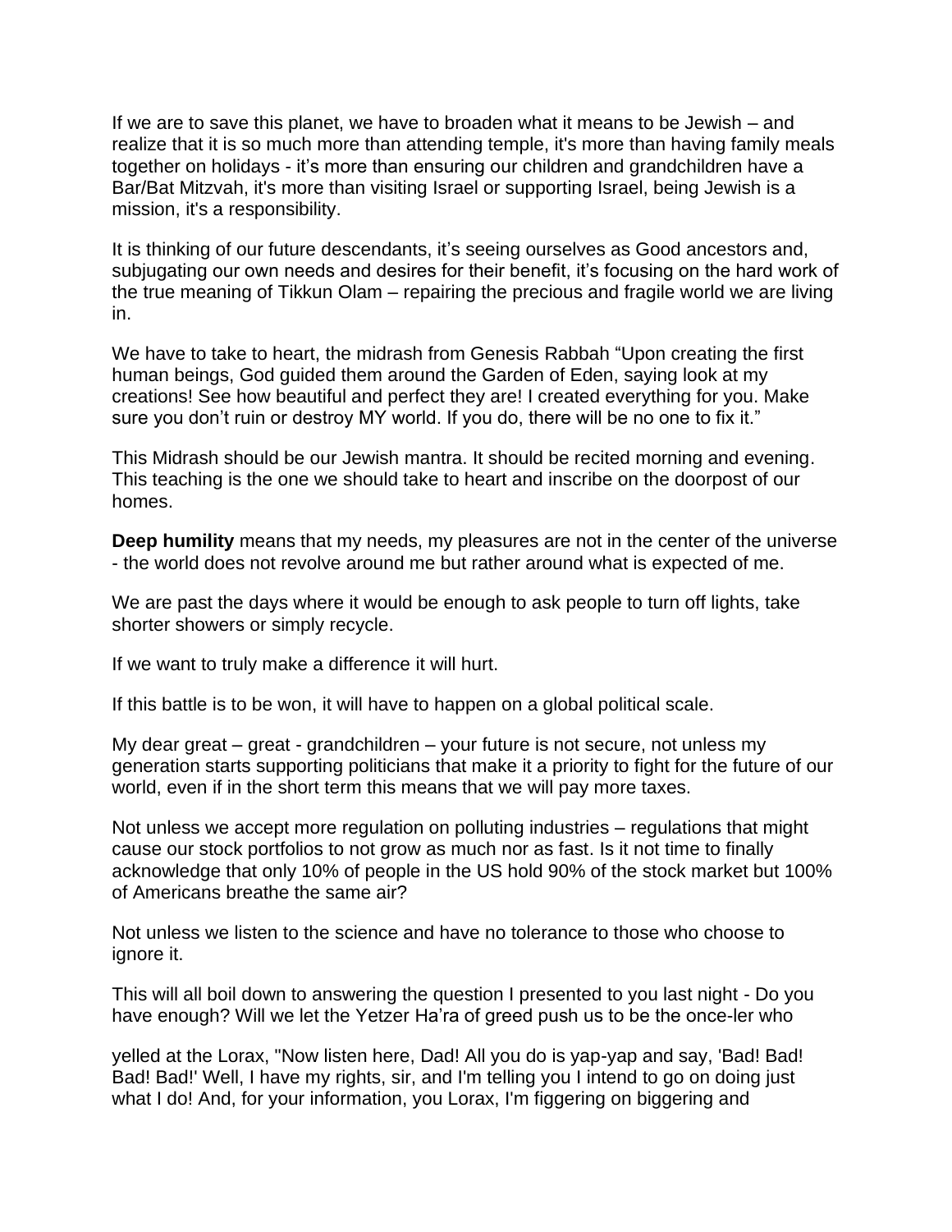If we are to save this planet, we have to broaden what it means to be Jewish – and realize that it is so much more than attending temple, it's more than having family meals together on holidays - it's more than ensuring our children and grandchildren have a Bar/Bat Mitzvah, it's more than visiting Israel or supporting Israel, being Jewish is a mission, it's a responsibility.

It is thinking of our future descendants, it's seeing ourselves as Good ancestors and, subjugating our own needs and desires for their benefit, it's focusing on the hard work of the true meaning of Tikkun Olam – repairing the precious and fragile world we are living in.

We have to take to heart, the midrash from Genesis Rabbah "Upon creating the first human beings, God guided them around the Garden of Eden, saying look at my creations! See how beautiful and perfect they are! I created everything for you. Make sure you don't ruin or destroy MY world. If you do, there will be no one to fix it."

This Midrash should be our Jewish mantra. It should be recited morning and evening. This teaching is the one we should take to heart and inscribe on the doorpost of our homes.

**Deep humility** means that my needs, my pleasures are not in the center of the universe - the world does not revolve around me but rather around what is expected of me.

We are past the days where it would be enough to ask people to turn off lights, take shorter showers or simply recycle.

If we want to truly make a difference it will hurt.

If this battle is to be won, it will have to happen on a global political scale.

My dear great – great - grandchildren – your future is not secure, not unless my generation starts supporting politicians that make it a priority to fight for the future of our world, even if in the short term this means that we will pay more taxes.

Not unless we accept more regulation on polluting industries – regulations that might cause our stock portfolios to not grow as much nor as fast. Is it not time to finally acknowledge that only 10% of people in the US hold 90% of the stock market but 100% of Americans breathe the same air?

Not unless we listen to the science and have no tolerance to those who choose to ignore it.

This will all boil down to answering the question I presented to you last night - Do you have enough? Will we let the Yetzer Ha'ra of greed push us to be the once-ler who

yelled at the Lorax, "Now listen here, Dad! All you do is yap-yap and say, 'Bad! Bad! Bad! Bad!' Well, I have my rights, sir, and I'm telling you I intend to go on doing just what I do! And, for your information, you Lorax, I'm figgering on biggering and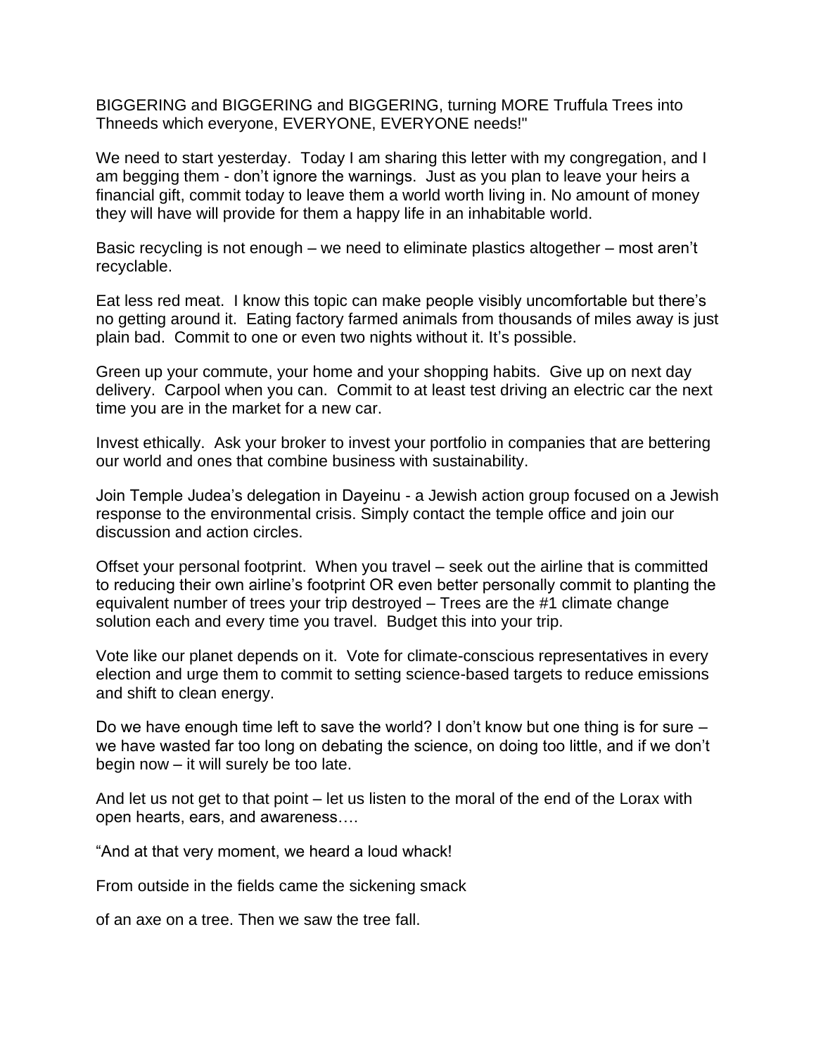BIGGERING and BIGGERING and BIGGERING, turning MORE Truffula Trees into Thneeds which everyone, EVERYONE, EVERYONE needs!"

We need to start yesterday. Today I am sharing this letter with my congregation, and I am begging them - don't ignore the warnings. Just as you plan to leave your heirs a financial gift, commit today to leave them a world worth living in. No amount of money they will have will provide for them a happy life in an inhabitable world.

Basic recycling is not enough – we need to eliminate plastics altogether – most aren't recyclable.

Eat less red meat. I know this topic can make people visibly uncomfortable but there's no getting around it. Eating factory farmed animals from thousands of miles away is just plain bad. Commit to one or even two nights without it. It's possible.

Green up your commute, your home and your shopping habits. Give up on next day delivery. Carpool when you can. Commit to at least test driving an electric car the next time you are in the market for a new car.

Invest ethically. Ask your broker to invest your portfolio in companies that are bettering our world and ones that combine business with sustainability.

Join Temple Judea's delegation in Dayeinu - a Jewish action group focused on a Jewish response to the environmental crisis. Simply contact the temple office and join our discussion and action circles.

Offset your personal footprint. When you travel – seek out the airline that is committed to reducing their own airline's footprint OR even better personally commit to planting the equivalent number of trees your trip destroyed – Trees are the #1 climate change solution each and every time you travel. Budget this into your trip.

Vote like our planet depends on it. Vote for climate-conscious representatives in every election and urge them to commit to setting science-based targets to reduce emissions and shift to clean energy.

Do we have enough time left to save the world? I don't know but one thing is for sure – we have wasted far too long on debating the science, on doing too little, and if we don't begin now – it will surely be too late.

And let us not get to that point – let us listen to the moral of the end of the Lorax with open hearts, ears, and awareness….

"And at that very moment, we heard a loud whack!

From outside in the fields came the sickening smack

of an axe on a tree. Then we saw the tree fall.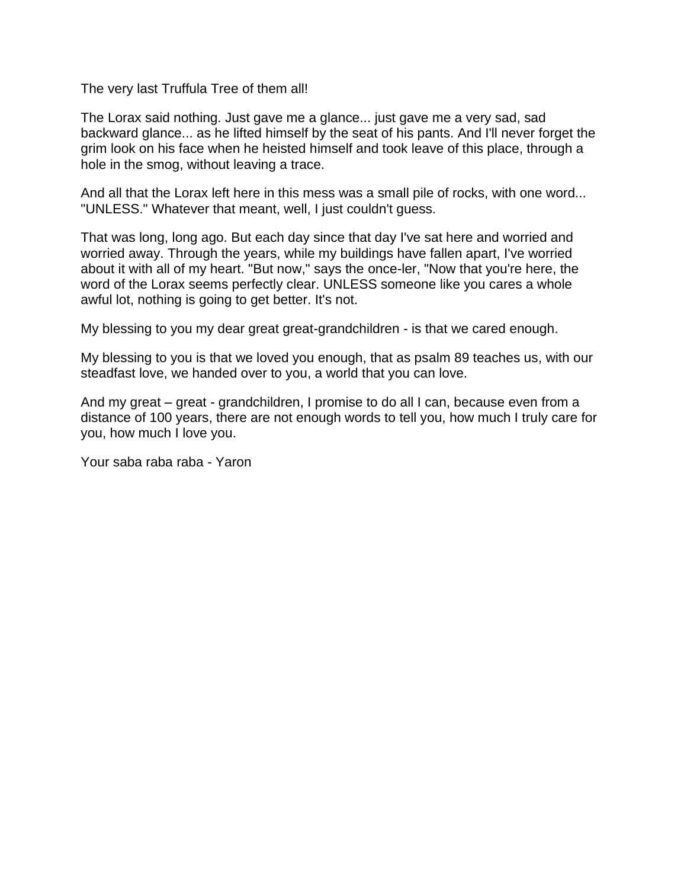The very last Truffula Tree of them all!

The Lorax said nothing. Just gave me a glance... just gave me a very sad, sad backward glance... as he lifted himself by the seat of his pants. And I'll never forget the grim look on his face when he heisted himself and took leave of this place, through a hole in the smog, without leaving a trace.

And all that the Lorax left here in this mess was a small pile of rocks, with one word... "UNLESS." Whatever that meant, well, I just couldn't guess.

That was long, long ago. But each day since that day I've sat here and worried and worried away. Through the years, while my buildings have fallen apart, I've worried about it with all of my heart. "But now," says the once-ler, "Now that you're here, the word of the Lorax seems perfectly clear. UNLESS someone like you cares a whole awful lot, nothing is going to get better. It's not.

My blessing to you my dear great great-grandchildren - is that we cared enough.

My blessing to you is that we loved you enough, that as psalm 89 teaches us, with our steadfast love, we handed over to you, a world that you can love.

And my great – great - grandchildren, I promise to do all I can, because even from a distance of 100 years, there are not enough words to tell you, how much I truly care for you, how much I love you.

Your saba raba raba - Yaron